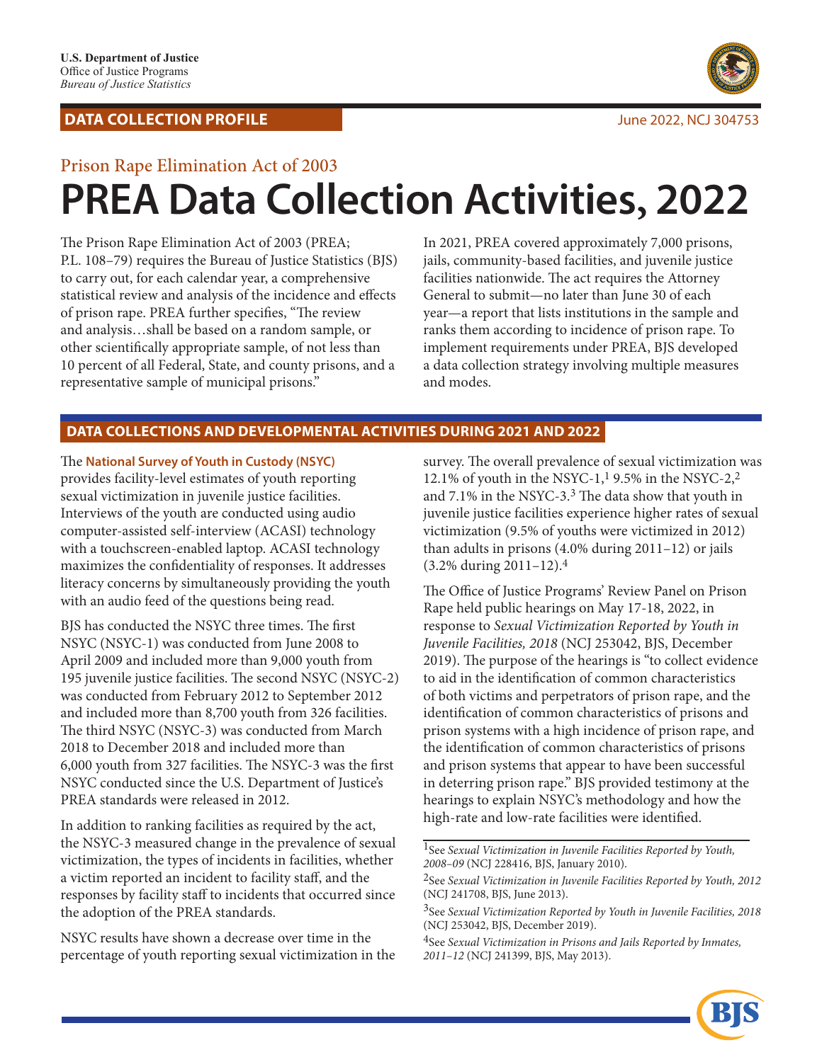U.S. Department of Justice
Office of Justice Programs
*Bureau of Justice Statistics*

**DATA COLLECTION PROFILE**

June 2022, NCJ 304753

Prison Rape Elimination Act of 2003

# PREA Data Collection Activities, 2022

The Prison Rape Elimination Act of 2003 (PREA; P.L. 108–79) requires the Bureau of Justice Statistics (BJS) to carry out, for each calendar year, a comprehensive statistical review and analysis of the incidence and effects of prison rape. PREA further specifies, "The review and analysis…shall be based on a random sample, or other scientifically appropriate sample, of not less than 10 percent of all Federal, State, and county prisons, and a representative sample of municipal prisons."

In 2021, PREA covered approximately 7,000 prisons, jails, community-based facilities, and juvenile justice facilities nationwide. The act requires the Attorney General to submit—no later than June 30 of each year—a report that lists institutions in the sample and ranks them according to incidence of prison rape. To implement requirements under PREA, BJS developed a data collection strategy involving multiple measures and modes.

## DATA COLLECTIONS AND DEVELOPMENTAL ACTIVITIES DURING 2021 AND 2022

The **National Survey of Youth in Custody (NSYC)** provides facility-level estimates of youth reporting sexual victimization in juvenile justice facilities. Interviews of the youth are conducted using audio computer-assisted self-interview (ACASI) technology with a touchscreen-enabled laptop. ACASI technology maximizes the confidentiality of responses. It addresses literacy concerns by simultaneously providing the youth with an audio feed of the questions being read.

BJS has conducted the NSYC three times. The first NSYC (NSYC-1) was conducted from June 2008 to April 2009 and included more than 9,000 youth from 195 juvenile justice facilities. The second NSYC (NSYC-2) was conducted from February 2012 to September 2012 and included more than 8,700 youth from 326 facilities. The third NSYC (NSYC-3) was conducted from March 2018 to December 2018 and included more than 6,000 youth from 327 facilities. The NSYC-3 was the first NSYC conducted since the U.S. Department of Justice's PREA standards were released in 2012.

In addition to ranking facilities as required by the act, the NSYC-3 measured change in the prevalence of sexual victimization, the types of incidents in facilities, whether a victim reported an incident to facility staff, and the responses by facility staff to incidents that occurred since the adoption of the PREA standards.

NSYC results have shown a decrease over time in the percentage of youth reporting sexual victimization in the survey. The overall prevalence of sexual victimization was 12.1% of youth in the NSYC-1,[1] 9.5% in the NSYC-2,[2] and 7.1% in the NSYC-3.[3] The data show that youth in juvenile justice facilities experience higher rates of sexual victimization (9.5% of youths were victimized in 2012) than adults in prisons (4.0% during 2011–12) or jails (3.2% during 2011–12).[4]

The Office of Justice Programs' Review Panel on Prison Rape held public hearings on May 17-18, 2022, in response to *Sexual Victimization Reported by Youth in Juvenile Facilities, 2018* (NCJ 253042, BJS, December 2019). The purpose of the hearings is "to collect evidence to aid in the identification of common characteristics of both victims and perpetrators of prison rape, and the identification of common characteristics of prisons and prison systems with a high incidence of prison rape, and the identification of common characteristics of prisons and prison systems that appear to have been successful in deterring prison rape." BJS provided testimony at the hearings to explain NSYC's methodology and how the high-rate and low-rate facilities were identified.

[1]See *Sexual Victimization in Juvenile Facilities Reported by Youth, 2008–09* (NCJ 228416, BJS, January 2010).

[2]See *Sexual Victimization in Juvenile Facilities Reported by Youth, 2012* (NCJ 241708, BJS, June 2013).

[3]See *Sexual Victimization Reported by Youth in Juvenile Facilities, 2018* (NCJ 253042, BJS, December 2019).

[4]See *Sexual Victimization in Prisons and Jails Reported by Inmates, 2011–12* (NCJ 241399, BJS, May 2013).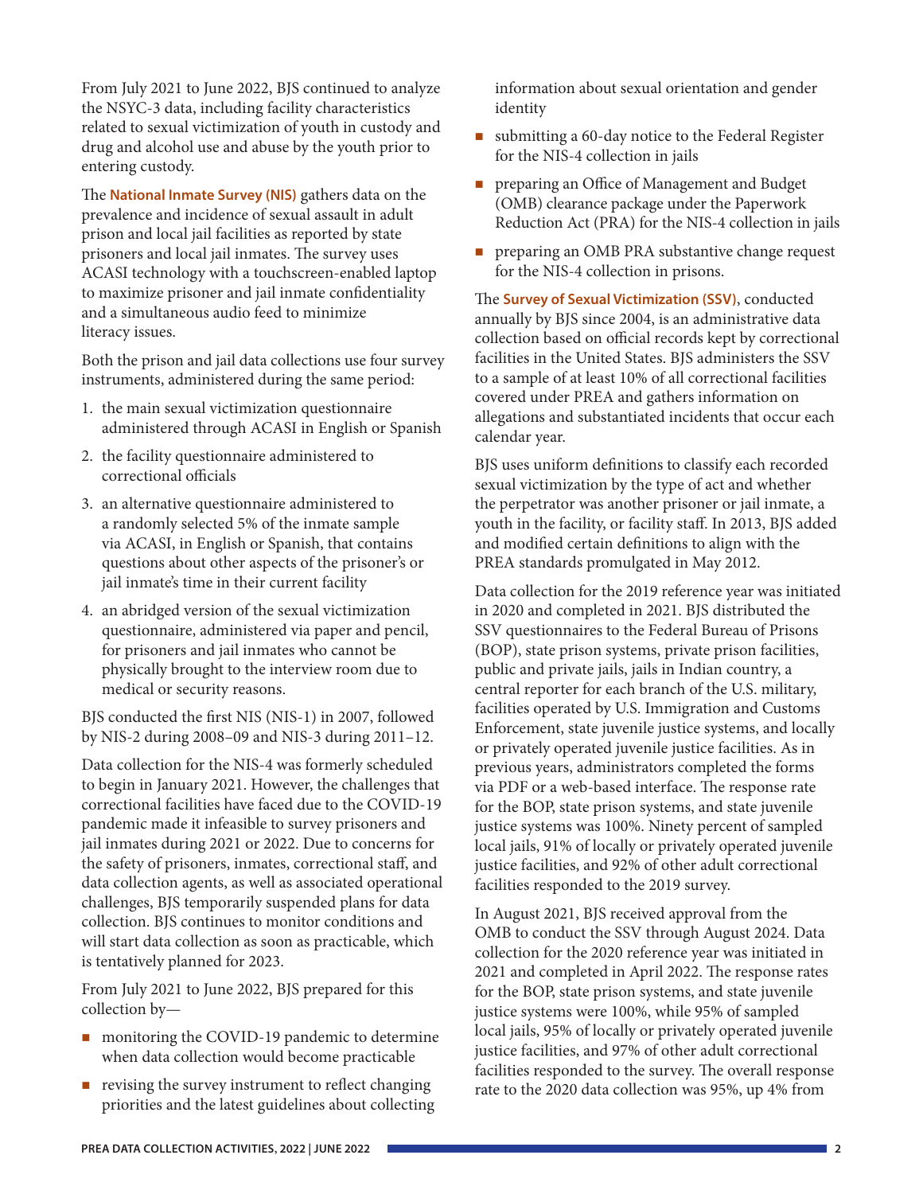From July 2021 to June 2022, BJS continued to analyze the NSYC-3 data, including facility characteristics related to sexual victimization of youth in custody and drug and alcohol use and abuse by the youth prior to entering custody.

The **National Inmate Survey (NIS)** gathers data on the prevalence and incidence of sexual assault in adult prison and local jail facilities as reported by state prisoners and local jail inmates. The survey uses ACASI technology with a touchscreen-enabled laptop to maximize prisoner and jail inmate confidentiality and a simultaneous audio feed to minimize literacy issues.

Both the prison and jail data collections use four survey instruments, administered during the same period:

1. the main sexual victimization questionnaire administered through ACASI in English or Spanish
2. the facility questionnaire administered to correctional officials
3. an alternative questionnaire administered to a randomly selected 5% of the inmate sample via ACASI, in English or Spanish, that contains questions about other aspects of the prisoner's or jail inmate's time in their current facility
4. an abridged version of the sexual victimization questionnaire, administered via paper and pencil, for prisoners and jail inmates who cannot be physically brought to the interview room due to medical or security reasons.

BJS conducted the first NIS (NIS-1) in 2007, followed by NIS-2 during 2008–09 and NIS-3 during 2011–12.

Data collection for the NIS-4 was formerly scheduled to begin in January 2021. However, the challenges that correctional facilities have faced due to the COVID-19 pandemic made it infeasible to survey prisoners and jail inmates during 2021 or 2022. Due to concerns for the safety of prisoners, inmates, correctional staff, and data collection agents, as well as associated operational challenges, BJS temporarily suspended plans for data collection. BJS continues to monitor conditions and will start data collection as soon as practicable, which is tentatively planned for 2023.

From July 2021 to June 2022, BJS prepared for this collection by—

- monitoring the COVID-19 pandemic to determine when data collection would become practicable
- revising the survey instrument to reflect changing priorities and the latest guidelines about collecting information about sexual orientation and gender identity
- submitting a 60-day notice to the Federal Register for the NIS-4 collection in jails
- preparing an Office of Management and Budget (OMB) clearance package under the Paperwork Reduction Act (PRA) for the NIS-4 collection in jails
- preparing an OMB PRA substantive change request for the NIS-4 collection in prisons.

The **Survey of Sexual Victimization (SSV)**, conducted annually by BJS since 2004, is an administrative data collection based on official records kept by correctional facilities in the United States. BJS administers the SSV to a sample of at least 10% of all correctional facilities covered under PREA and gathers information on allegations and substantiated incidents that occur each calendar year.

BJS uses uniform definitions to classify each recorded sexual victimization by the type of act and whether the perpetrator was another prisoner or jail inmate, a youth in the facility, or facility staff. In 2013, BJS added and modified certain definitions to align with the PREA standards promulgated in May 2012.

Data collection for the 2019 reference year was initiated in 2020 and completed in 2021. BJS distributed the SSV questionnaires to the Federal Bureau of Prisons (BOP), state prison systems, private prison facilities, public and private jails, jails in Indian country, a central reporter for each branch of the U.S. military, facilities operated by U.S. Immigration and Customs Enforcement, state juvenile justice systems, and locally or privately operated juvenile justice facilities. As in previous years, administrators completed the forms via PDF or a web-based interface. The response rate for the BOP, state prison systems, and state juvenile justice systems was 100%. Ninety percent of sampled local jails, 91% of locally or privately operated juvenile justice facilities, and 92% of other adult correctional facilities responded to the 2019 survey.

In August 2021, BJS received approval from the OMB to conduct the SSV through August 2024. Data collection for the 2020 reference year was initiated in 2021 and completed in April 2022. The response rates for the BOP, state prison systems, and state juvenile justice systems were 100%, while 95% of sampled local jails, 95% of locally or privately operated juvenile justice facilities, and 97% of other adult correctional facilities responded to the survey. The overall response rate to the 2020 data collection was 95%, up 4% from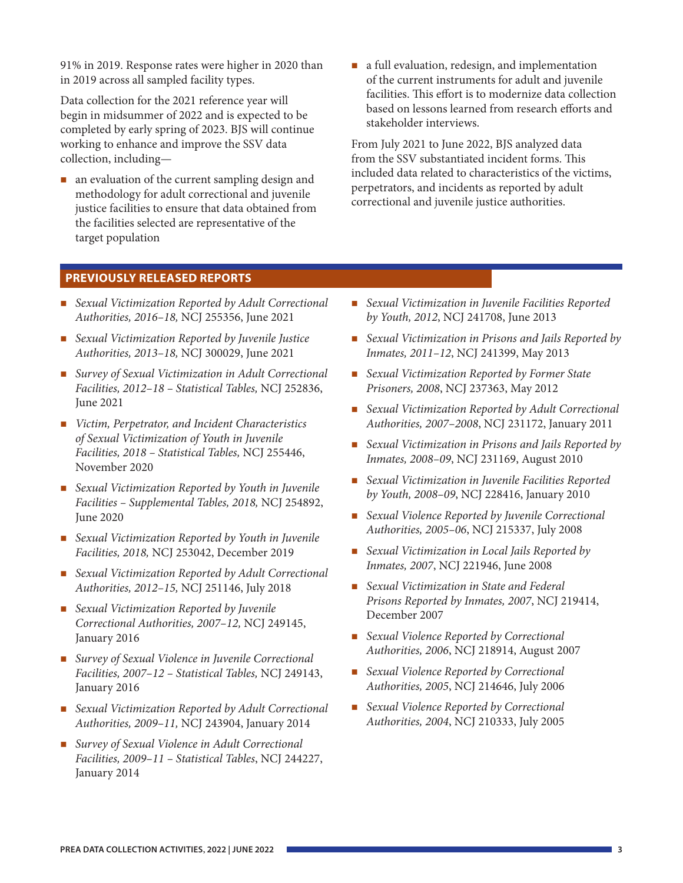91% in 2019. Response rates were higher in 2020 than in 2019 across all sampled facility types.

Data collection for the 2021 reference year will begin in midsummer of 2022 and is expected to be completed by early spring of 2023. BJS will continue working to enhance and improve the SSV data collection, including—

- an evaluation of the current sampling design and methodology for adult correctional and juvenile justice facilities to ensure that data obtained from the facilities selected are representative of the target population
- a full evaluation, redesign, and implementation of the current instruments for adult and juvenile facilities. This effort is to modernize data collection based on lessons learned from research efforts and stakeholder interviews.

From July 2021 to June 2022, BJS analyzed data from the SSV substantiated incident forms. This included data related to characteristics of the victims, perpetrators, and incidents as reported by adult correctional and juvenile justice authorities.

## PREVIOUSLY RELEASED REPORTS

- *Sexual Victimization Reported by Adult Correctional Authorities, 2016–18,* NCJ 255356, June 2021
- *Sexual Victimization Reported by Juvenile Justice Authorities, 2013–18,* NCJ 300029, June 2021
- *Survey of Sexual Victimization in Adult Correctional Facilities, 2012–18 – Statistical Tables,* NCJ 252836, June 2021
- *Victim, Perpetrator, and Incident Characteristics of Sexual Victimization of Youth in Juvenile Facilities, 2018 – Statistical Tables,* NCJ 255446, November 2020
- *Sexual Victimization Reported by Youth in Juvenile Facilities – Supplemental Tables, 2018,* NCJ 254892, June 2020
- *Sexual Victimization Reported by Youth in Juvenile Facilities, 2018,* NCJ 253042, December 2019
- *Sexual Victimization Reported by Adult Correctional Authorities, 2012–15,* NCJ 251146, July 2018
- *Sexual Victimization Reported by Juvenile Correctional Authorities, 2007–12,* NCJ 249145, January 2016
- *Survey of Sexual Violence in Juvenile Correctional Facilities, 2007–12 – Statistical Tables,* NCJ 249143, January 2016
- *Sexual Victimization Reported by Adult Correctional Authorities, 2009–11,* NCJ 243904, January 2014
- *Survey of Sexual Violence in Adult Correctional Facilities, 2009–11 – Statistical Tables*, NCJ 244227, January 2014
- *Sexual Victimization in Juvenile Facilities Reported by Youth, 2012*, NCJ 241708, June 2013
- *Sexual Victimization in Prisons and Jails Reported by Inmates, 2011–12*, NCJ 241399, May 2013
- *Sexual Victimization Reported by Former State Prisoners, 2008*, NCJ 237363, May 2012
- *Sexual Victimization Reported by Adult Correctional Authorities, 2007–2008*, NCJ 231172, January 2011
- *Sexual Victimization in Prisons and Jails Reported by Inmates, 2008–09*, NCJ 231169, August 2010
- *Sexual Victimization in Juvenile Facilities Reported by Youth, 2008–09*, NCJ 228416, January 2010
- *Sexual Violence Reported by Juvenile Correctional Authorities, 2005–06*, NCJ 215337, July 2008
- *Sexual Victimization in Local Jails Reported by Inmates, 2007*, NCJ 221946, June 2008
- *Sexual Victimization in State and Federal Prisons Reported by Inmates, 2007*, NCJ 219414, December 2007
- *Sexual Violence Reported by Correctional Authorities, 2006*, NCJ 218914, August 2007
- *Sexual Violence Reported by Correctional Authorities, 2005*, NCJ 214646, July 2006
- *Sexual Violence Reported by Correctional Authorities, 2004*, NCJ 210333, July 2005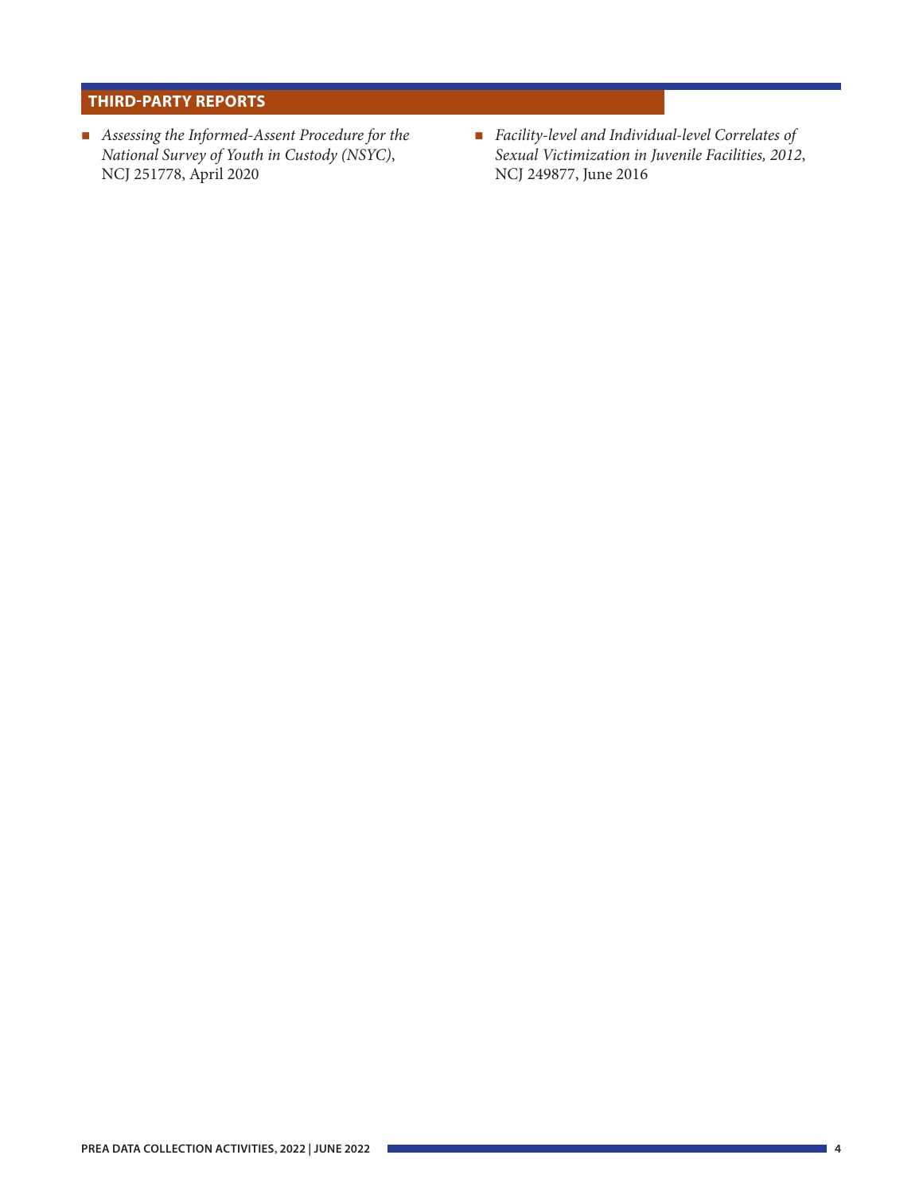## THIRD-PARTY REPORTS

- *Assessing the Informed-Assent Procedure for the National Survey of Youth in Custody (NSYC)*, NCJ 251778, April 2020
- *Facility-level and Individual-level Correlates of Sexual Victimization in Juvenile Facilities, 2012*, NCJ 249877, June 2016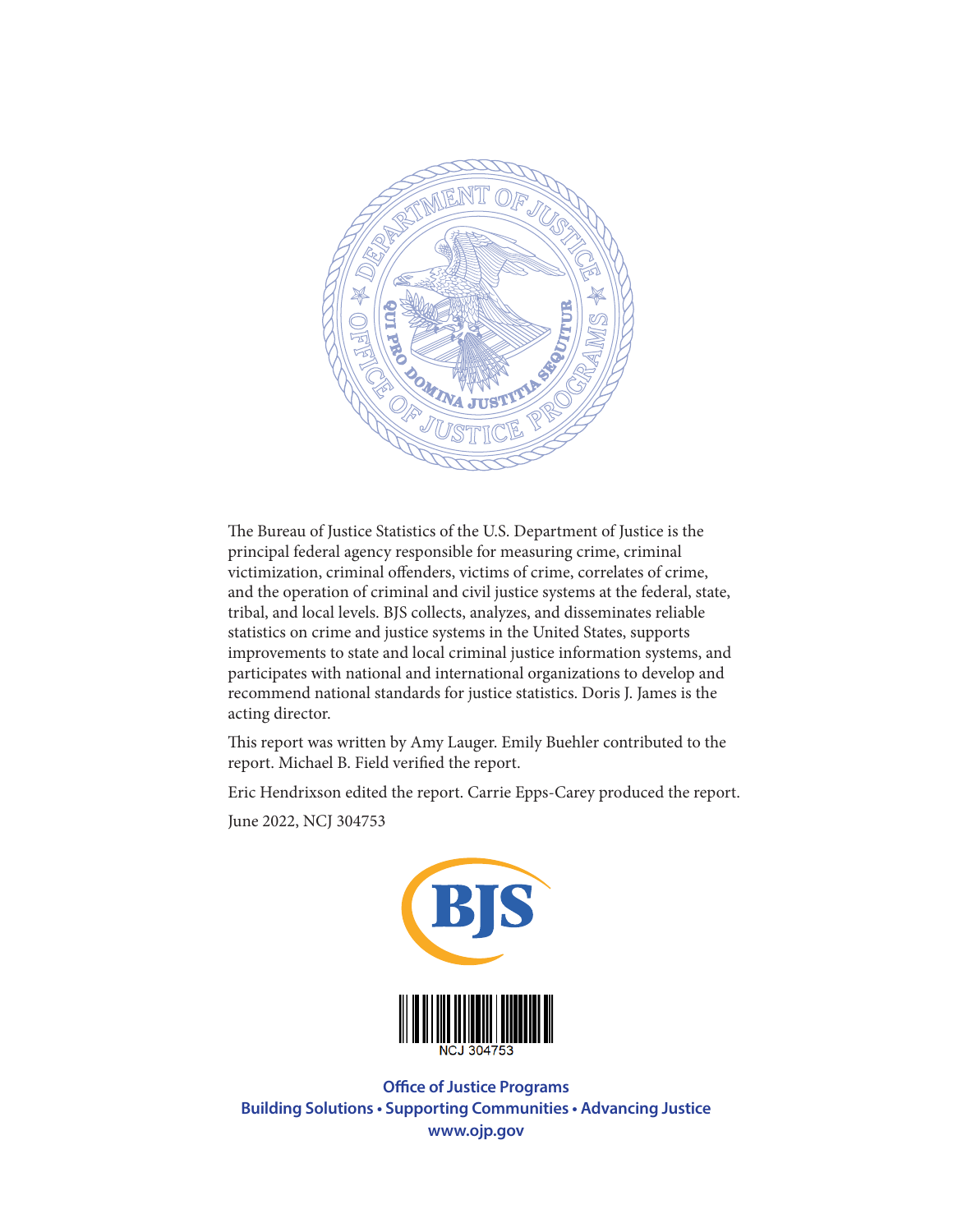The Bureau of Justice Statistics of the U.S. Department of Justice is the principal federal agency responsible for measuring crime, criminal victimization, criminal offenders, victims of crime, correlates of crime, and the operation of criminal and civil justice systems at the federal, state, tribal, and local levels. BJS collects, analyzes, and disseminates reliable statistics on crime and justice systems in the United States, supports improvements to state and local criminal justice information systems, and participates with national and international organizations to develop and recommend national standards for justice statistics. Doris J. James is the acting director.

This report was written by Amy Lauger. Emily Buehler contributed to the report. Michael B. Field verified the report.

Eric Hendrixson edited the report. Carrie Epps-Carey produced the report.

June 2022, NCJ 304753

NCJ 304753

**Office of Justice Programs**
**Building Solutions • Supporting Communities • Advancing Justice**
**www.ojp.gov**